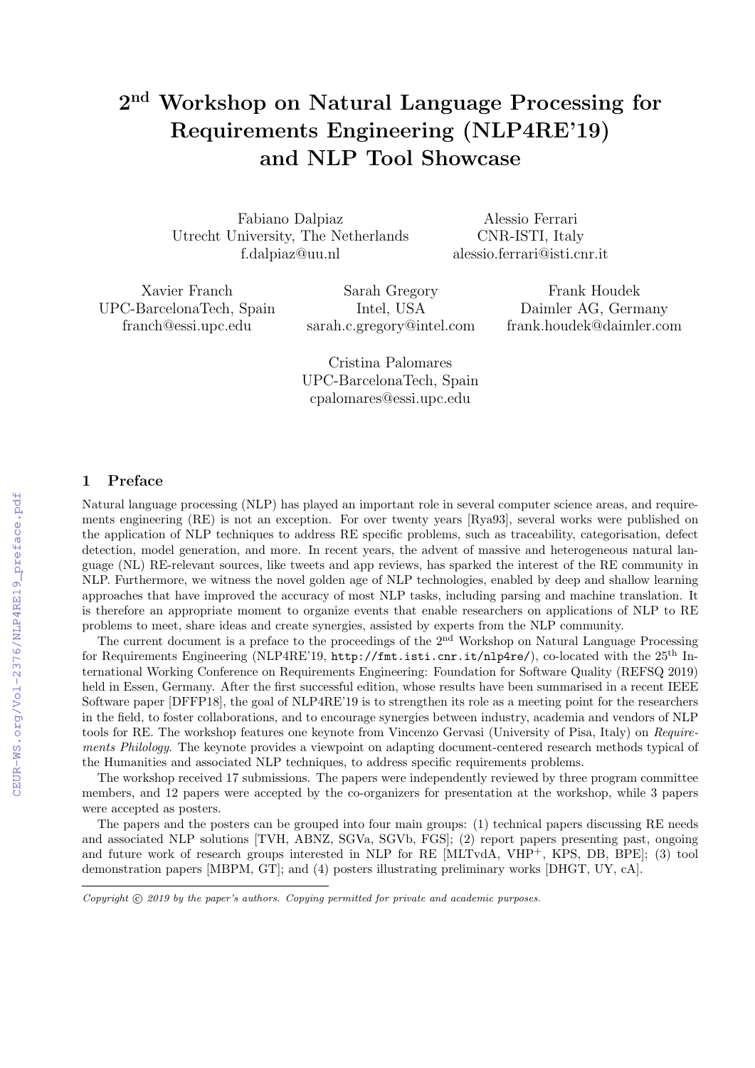# 2nd Workshop on Natural Language Processing for Requirements Engineering (NLP4RE'19) and NLP Tool Showcase

Fabiano Dalpiaz
Utrecht University, The Netherlands
f.dalpiaz@uu.nl

Alessio Ferrari
CNR-ISTI, Italy
alessio.ferrari@isti.cnr.it

Xavier Franch
UPC-BarcelonaTech, Spain
franch@essi.upc.edu

Sarah Gregory
Intel, USA
sarah.c.gregory@intel.com

Frank Houdek
Daimler AG, Germany
frank.houdek@daimler.com

Cristina Palomares
UPC-BarcelonaTech, Spain
cpalomares@essi.upc.edu

## 1 Preface

Natural language processing (NLP) has played an important role in several computer science areas, and requirements engineering (RE) is not an exception. For over twenty years [Rya93], several works were published on the application of NLP techniques to address RE specific problems, such as traceability, categorisation, defect detection, model generation, and more. In recent years, the advent of massive and heterogeneous natural language (NL) RE-relevant sources, like tweets and app reviews, has sparked the interest of the RE community in NLP. Furthermore, we witness the novel golden age of NLP technologies, enabled by deep and shallow learning approaches that have improved the accuracy of most NLP tasks, including parsing and machine translation. It is therefore an appropriate moment to organize events that enable researchers on applications of NLP to RE problems to meet, share ideas and create synergies, assisted by experts from the NLP community.

The current document is a preface to the proceedings of the 2nd Workshop on Natural Language Processing for Requirements Engineering (NLP4RE'19, `http://fmt.isti.cnr.it/nlp4re/`), co-located with the 25th International Working Conference on Requirements Engineering: Foundation for Software Quality (REFSQ 2019) held in Essen, Germany. After the first successful edition, whose results have been summarised in a recent IEEE Software paper [DFFP18], the goal of NLP4RE'19 is to strengthen its role as a meeting point for the researchers in the field, to foster collaborations, and to encourage synergies between industry, academia and vendors of NLP tools for RE. The workshop features one keynote from Vincenzo Gervasi (University of Pisa, Italy) on *Requirements Philology*. The keynote provides a viewpoint on adapting document-centered research methods typical of the Humanities and associated NLP techniques, to address specific requirements problems.

The workshop received 17 submissions. The papers were independently reviewed by three program committee members, and 12 papers were accepted by the co-organizers for presentation at the workshop, while 3 papers were accepted as posters.

The papers and the posters can be grouped into four main groups: (1) technical papers discussing RE needs and associated NLP solutions [TVH, ABNZ, SGVa, SGVb, FGS]; (2) report papers presenting past, ongoing and future work of research groups interested in NLP for RE [MLTvdA, VHP+, KPS, DB, BPE]; (3) tool demonstration papers [MBPM, GT]; and (4) posters illustrating preliminary works [DHGT, UY, cA].

*Copyright © 2019 by the paper's authors. Copying permitted for private and academic purposes.*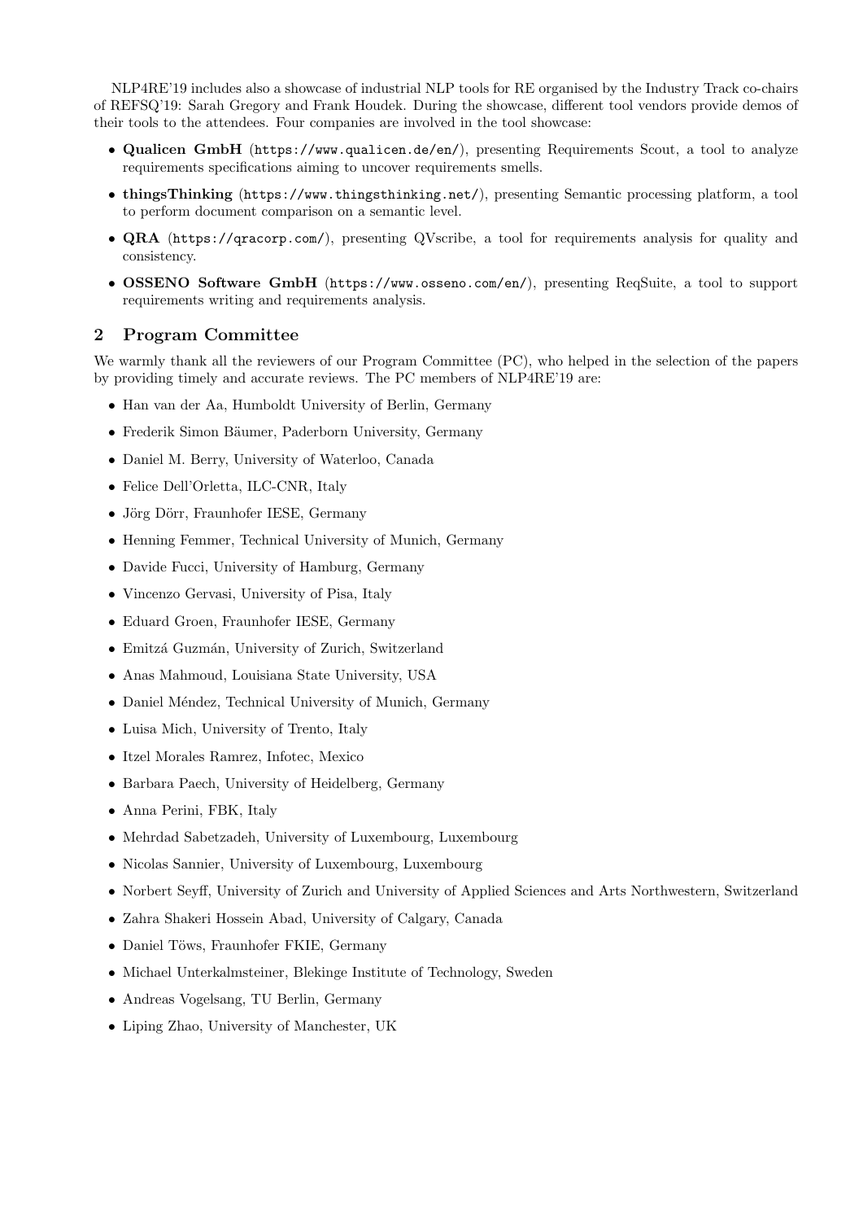NLP4RE'19 includes also a showcase of industrial NLP tools for RE organised by the Industry Track co-chairs of REFSQ'19: Sarah Gregory and Frank Houdek. During the showcase, different tool vendors provide demos of their tools to the attendees. Four companies are involved in the tool showcase:

- **Qualicen GmbH** (`https://www.qualicen.de/en/`), presenting Requirements Scout, a tool to analyze requirements specifications aiming to uncover requirements smells.
- **thingsThinking** (`https://www.thingsthinking.net/`), presenting Semantic processing platform, a tool to perform document comparison on a semantic level.
- **QRA** (`https://qracorp.com/`), presenting QVscribe, a tool for requirements analysis for quality and consistency.
- **OSSENO Software GmbH** (`https://www.osseno.com/en/`), presenting ReqSuite, a tool to support requirements writing and requirements analysis.

## 2 Program Committee

We warmly thank all the reviewers of our Program Committee (PC), who helped in the selection of the papers by providing timely and accurate reviews. The PC members of NLP4RE'19 are:

- Han van der Aa, Humboldt University of Berlin, Germany
- Frederik Simon Bäumer, Paderborn University, Germany
- Daniel M. Berry, University of Waterloo, Canada
- Felice Dell'Orletta, ILC-CNR, Italy
- Jörg Dörr, Fraunhofer IESE, Germany
- Henning Femmer, Technical University of Munich, Germany
- Davide Fucci, University of Hamburg, Germany
- Vincenzo Gervasi, University of Pisa, Italy
- Eduard Groen, Fraunhofer IESE, Germany
- Emitzá Guzmán, University of Zurich, Switzerland
- Anas Mahmoud, Louisiana State University, USA
- Daniel Méndez, Technical University of Munich, Germany
- Luisa Mich, University of Trento, Italy
- Itzel Morales Ramrez, Infotec, Mexico
- Barbara Paech, University of Heidelberg, Germany
- Anna Perini, FBK, Italy
- Mehrdad Sabetzadeh, University of Luxembourg, Luxembourg
- Nicolas Sannier, University of Luxembourg, Luxembourg
- Norbert Seyff, University of Zurich and University of Applied Sciences and Arts Northwestern, Switzerland
- Zahra Shakeri Hossein Abad, University of Calgary, Canada
- Daniel Töws, Fraunhofer FKIE, Germany
- Michael Unterkalmsteiner, Blekinge Institute of Technology, Sweden
- Andreas Vogelsang, TU Berlin, Germany
- Liping Zhao, University of Manchester, UK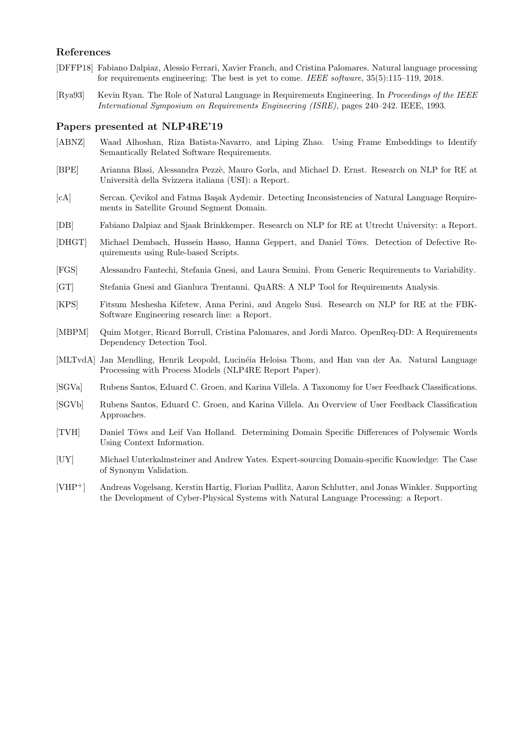## References

[DFFP18] Fabiano Dalpiaz, Alessio Ferrari, Xavier Franch, and Cristina Palomares. Natural language processing for requirements engineering: The best is yet to come. *IEEE software*, 35(5):115–119, 2018.

[Rya93] Kevin Ryan. The Role of Natural Language in Requirements Engineering. In *Proceedings of the IEEE International Symposium on Requirements Engineering (ISRE)*, pages 240–242. IEEE, 1993.

## Papers presented at NLP4RE'19

[ABNZ] Waad Alhoshan, Riza Batista-Navarro, and Liping Zhao. Using Frame Embeddings to Identify Semantically Related Software Requirements.

[BPE] Arianna Blasi, Alessandra Pezzè, Mauro Gorla, and Michael D. Ernst. Research on NLP for RE at Università della Svizzera italiana (USI): a Report.

[cA] Sercan. Çevikol and Fatma Başak Aydemir. Detecting Inconsistencies of Natural Language Requirements in Satellite Ground Segment Domain.

[DB] Fabiano Dalpiaz and Sjaak Brinkkemper. Research on NLP for RE at Utrecht University: a Report.

[DHGT] Michael Dembach, Hussein Hasso, Hanna Geppert, and Daniel Töws. Detection of Defective Requirements using Rule-based Scripts.

[FGS] Alessandro Fantechi, Stefania Gnesi, and Laura Semini. From Generic Requirements to Variability.

[GT] Stefania Gnesi and Gianluca Trentanni. QuARS: A NLP Tool for Requirements Analysis.

[KPS] Fitsum Meshesha Kifetew, Anna Perini, and Angelo Susi. Research on NLP for RE at the FBK-Software Engineering research line: a Report.

[MBPM] Quim Motger, Ricard Borrull, Cristina Palomares, and Jordi Marco. OpenReq-DD: A Requirements Dependency Detection Tool.

[MLTvdA] Jan Mendling, Henrik Leopold, Lucinéia Heloisa Thom, and Han van der Aa. Natural Language Processing with Process Models (NLP4RE Report Paper).

[SGVa] Rubens Santos, Eduard C. Groen, and Karina Villela. A Taxonomy for User Feedback Classifications.

[SGVb] Rubens Santos, Eduard C. Groen, and Karina Villela. An Overview of User Feedback Classification Approaches.

[TVH] Daniel Töws and Leif Van Holland. Determining Domain Specific Differences of Polysemic Words Using Context Information.

[UY] Michael Unterkalmsteiner and Andrew Yates. Expert-sourcing Domain-specific Knowledge: The Case of Synonym Validation.

[VHP+] Andreas Vogelsang, Kerstin Hartig, Florian Pudlitz, Aaron Schlutter, and Jonas Winkler. Supporting the Development of Cyber-Physical Systems with Natural Language Processing: a Report.